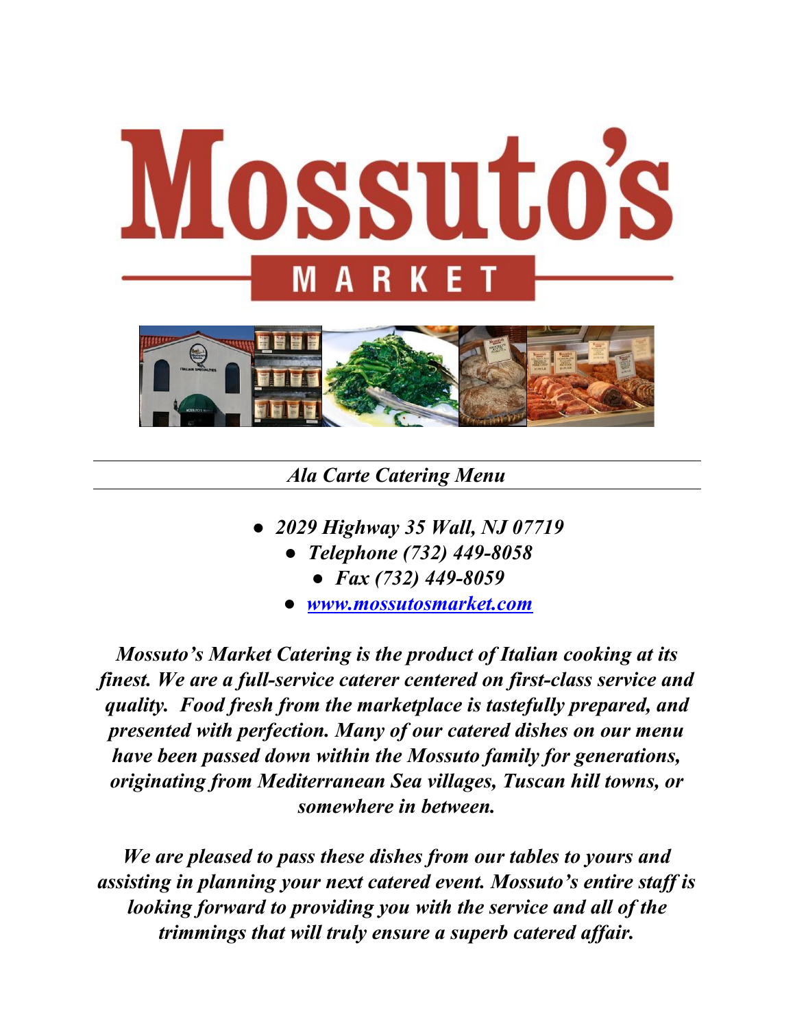# Mossuto's

## MARKET

*Ala Carte Catering Menu*

- ***2029 Highway 35 Wall, NJ 07719***
- ***Telephone (732) 449-8058***
- ***Fax (732) 449-8059***
- ***www.mossutosmarket.com***

***Mossuto's Market Catering is the product of Italian cooking at its finest. We are a full-service caterer centered on first-class service and quality. Food fresh from the marketplace is tastefully prepared, and presented with perfection. Many of our catered dishes on our menu have been passed down within the Mossuto family for generations, originating from Mediterranean Sea villages, Tuscan hill towns, or somewhere in between.***

***We are pleased to pass these dishes from our tables to yours and assisting in planning your next catered event. Mossuto's entire staff is looking forward to providing you with the service and all of the trimmings that will truly ensure a superb catered affair.***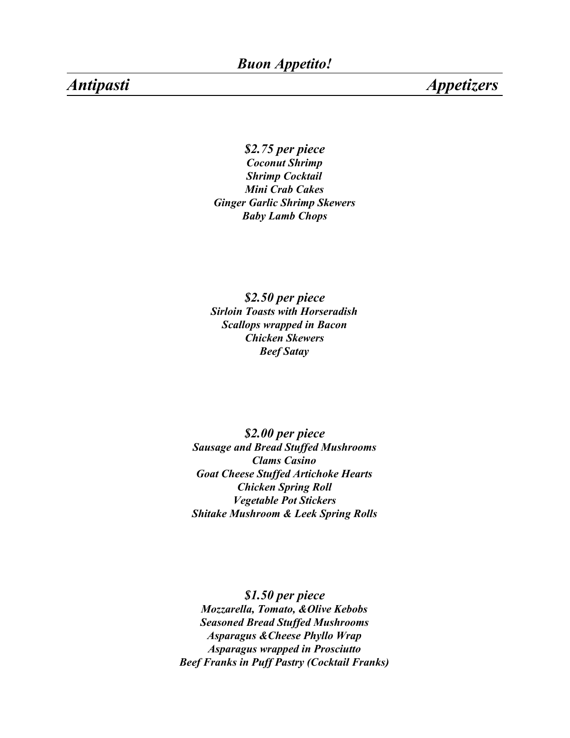***Buon Appetito!***

## *Antipasti* — *Appetizers*

***$2.75 per piece***

***Coconut Shrimp***
***Shrimp Cocktail***
***Mini Crab Cakes***
***Ginger Garlic Shrimp Skewers***
***Baby Lamb Chops***

***$2.50 per piece***

***Sirloin Toasts with Horseradish***
***Scallops wrapped in Bacon***
***Chicken Skewers***
***Beef Satay***

***$2.00 per piece***

***Sausage and Bread Stuffed Mushrooms***
***Clams Casino***
***Goat Cheese Stuffed Artichoke Hearts***
***Chicken Spring Roll***
***Vegetable Pot Stickers***
***Shitake Mushroom & Leek Spring Rolls***

***$1.50 per piece***

***Mozzarella, Tomato, &Olive Kebobs***
***Seasoned Bread Stuffed Mushrooms***
***Asparagus &Cheese Phyllo Wrap***
***Asparagus wrapped in Prosciutto***
***Beef Franks in Puff Pastry (Cocktail Franks)***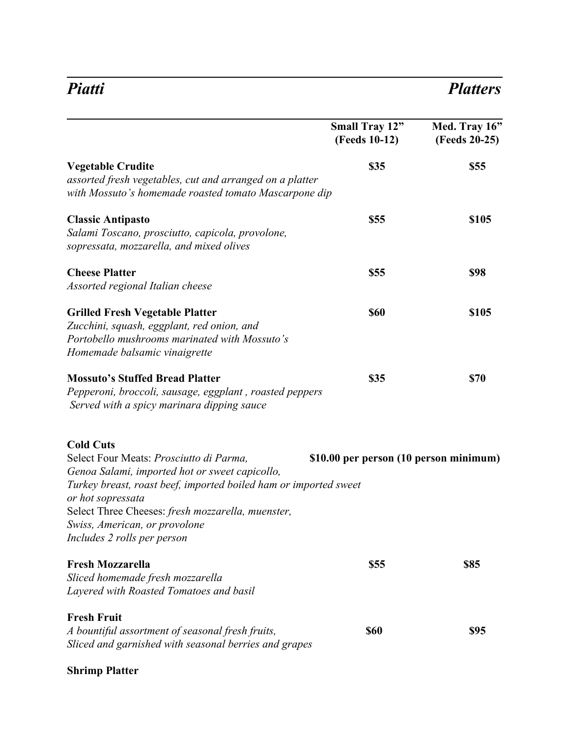## *Piatti* — *Platters*

| | Small Tray 12" (Feeds 10-12) | Med. Tray 16" (Feeds 20-25) |
|---|---|---|
| **Vegetable Crudite**<br>*assorted fresh vegetables, cut and arranged on a platter with Mossuto's homemade roasted tomato Mascarpone dip* | **$35** | **$55** |
| **Classic Antipasto**<br>*Salami Toscano, prosciutto, capicola, provolone, sopressata, mozzarella, and mixed olives* | **$55** | **$105** |
| **Cheese Platter**<br>*Assorted regional Italian cheese* | **$55** | **$98** |
| **Grilled Fresh Vegetable Platter**<br>*Zucchini, squash, eggplant, red onion, and Portobello mushrooms marinated with Mossuto's Homemade balsamic vinaigrette* | **$60** | **$105** |
| **Mossuto's Stuffed Bread Platter**<br>*Pepperoni, broccoli, sausage, eggplant , roasted peppers Served with a spicy marinara dipping sauce* | **$35** | **$70** |

**Cold Cuts**

Select Four Meats: *Prosciutto di Parma, Genoa Salami, imported hot or sweet capicollo, Turkey breast, roast beef, imported boiled ham or imported sweet or hot sopressata*

Select Three Cheeses: *fresh mozzarella, muenster, Swiss, American, or provolone*

*Includes 2 rolls per person*

**$10.00 per person (10 person minimum)**

| | Small Tray 12" (Feeds 10-12) | Med. Tray 16" (Feeds 20-25) |
|---|---|---|
| **Fresh Mozzarella**<br>*Sliced homemade fresh mozzarella Layered with Roasted Tomatoes and basil* | **$55** | **$85** |
| **Fresh Fruit**<br>*A bountiful assortment of seasonal fresh fruits, Sliced and garnished with seasonal berries and grapes* | **$60** | **$95** |

**Shrimp Platter**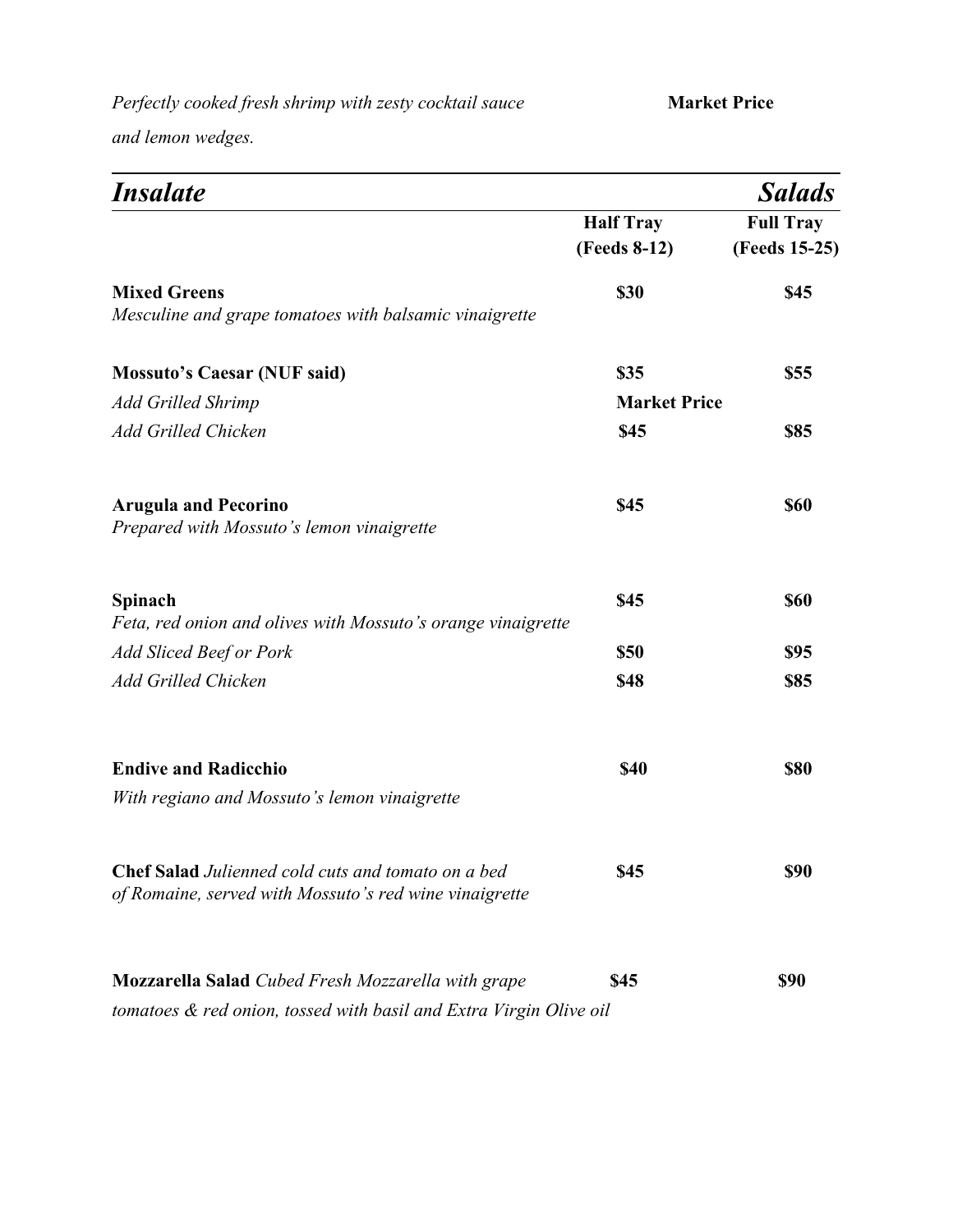*Perfectly cooked fresh shrimp with zesty cocktail sauce and lemon wedges.* **Market Price**

## *Insalate* — *Salads*

| | Half Tray (Feeds 8-12) | Full Tray (Feeds 15-25) |
|---|---|---|
| **Mixed Greens**<br>*Mesculine and grape tomatoes with balsamic vinaigrette* | $30 | $45 |
| **Mossuto's Caesar (NUF said)** | $35 | $55 |
| *Add Grilled Shrimp* | Market Price | |
| *Add Grilled Chicken* | $45 | $85 |
| **Arugula and Pecorino**<br>*Prepared with Mossuto's lemon vinaigrette* | $45 | $60 |
| **Spinach**<br>*Feta, red onion and olives with Mossuto's orange vinaigrette* | $45 | $60 |
| *Add Sliced Beef or Pork* | $50 | $95 |
| *Add Grilled Chicken* | $48 | $85 |
| **Endive and Radicchio**<br>*With regiano and Mossuto's lemon vinaigrette* | $40 | $80 |
| **Chef Salad** *Julienned cold cuts and tomato on a bed of Romaine, served with Mossuto's red wine vinaigrette* | $45 | $90 |
| **Mozzarella Salad** *Cubed Fresh Mozzarella with grape tomatoes & red onion, tossed with basil and Extra Virgin Olive oil* | $45 | $90 |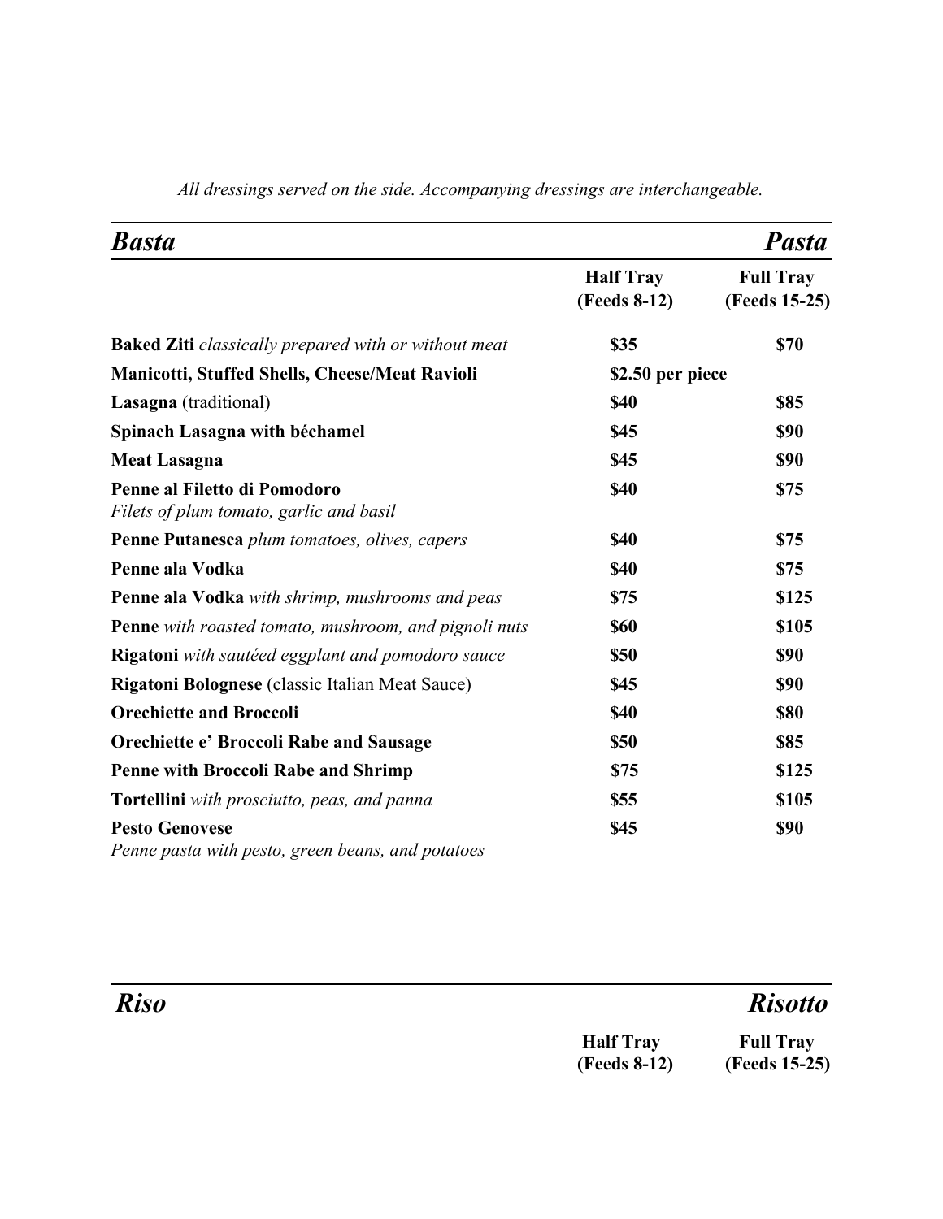*All dressings served on the side. Accompanying dressings are interchangeable.*

## *Basta* — *Pasta*

| | Half Tray (Feeds 8-12) | Full Tray (Feeds 15-25) |
|---|---|---|
| **Baked Ziti** *classically prepared with or without meat* | **$35** | **$70** |
| **Manicotti, Stuffed Shells, Cheese/Meat Ravioli** | **$2.50 per piece** | |
| **Lasagna** (traditional) | **$40** | **$85** |
| **Spinach Lasagna with béchamel** | **$45** | **$90** |
| **Meat Lasagna** | **$45** | **$90** |
| **Penne al Filetto di Pomodoro** *Filets of plum tomato, garlic and basil* | **$40** | **$75** |
| **Penne Putanesca** *plum tomatoes, olives, capers* | **$40** | **$75** |
| **Penne ala Vodka** | **$40** | **$75** |
| **Penne ala Vodka** *with shrimp, mushrooms and peas* | **$75** | **$125** |
| **Penne** *with roasted tomato, mushroom, and pignoli nuts* | **$60** | **$105** |
| **Rigatoni** *with sautéed eggplant and pomodoro sauce* | **$50** | **$90** |
| **Rigatoni Bolognese** (classic Italian Meat Sauce) | **$45** | **$90** |
| **Orechiette and Broccoli** | **$40** | **$80** |
| **Orechiette e' Broccoli Rabe and Sausage** | **$50** | **$85** |
| **Penne with Broccoli Rabe and Shrimp** | **$75** | **$125** |
| **Tortellini** *with prosciutto, peas, and panna* | **$55** | **$105** |
| **Pesto Genovese** *Penne pasta with pesto, green beans, and potatoes* | **$45** | **$90** |

## *Riso* — *Risotto*

| | Half Tray (Feeds 8-12) | Full Tray (Feeds 15-25) |
|---|---|---|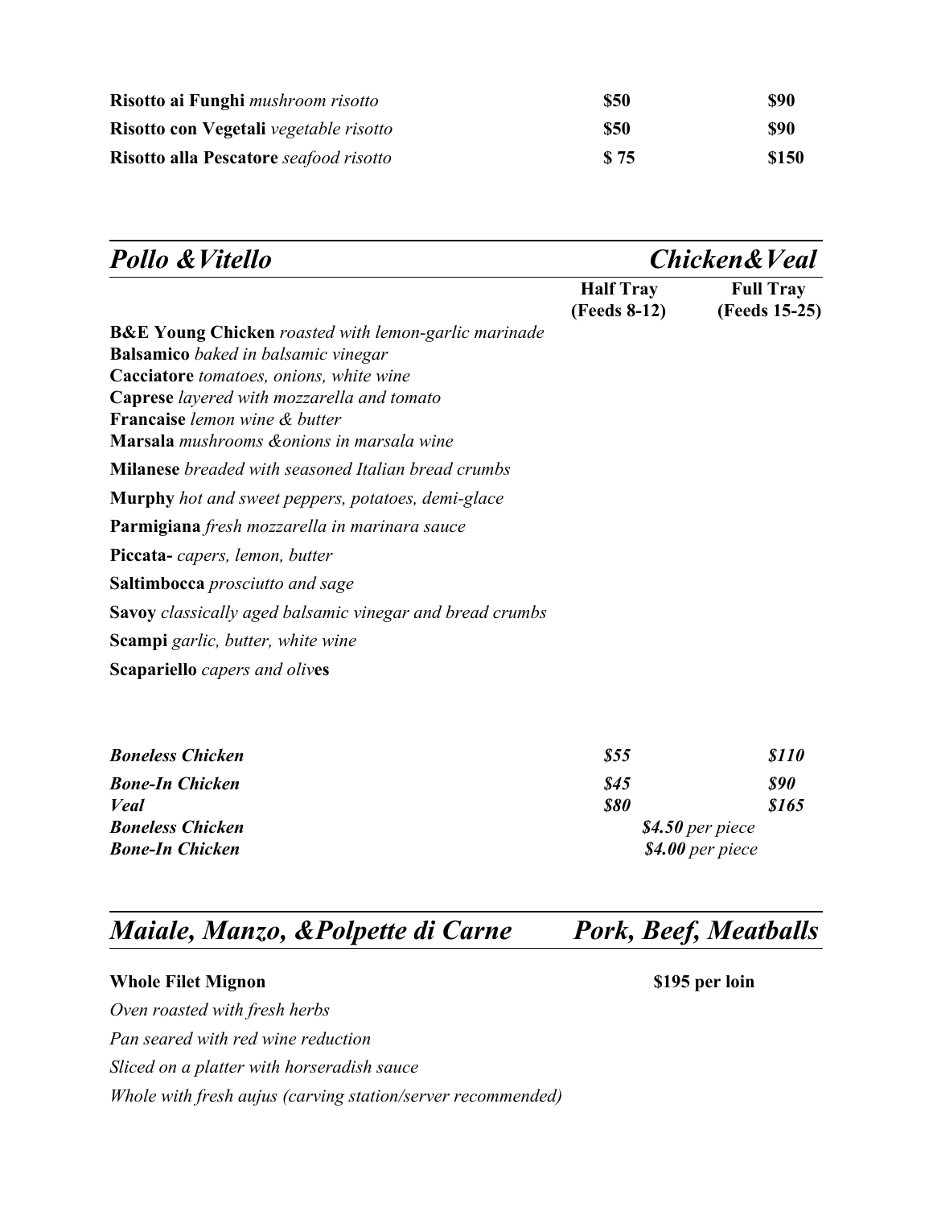| | | |
|---|---|---|
| **Risotto ai Funghi** *mushroom risotto* | **$50** | **$90** |
| **Risotto con Vegetali** *vegetable risotto* | **$50** | **$90** |
| **Risotto alla Pescatore** *seafood risotto* | **$ 75** | **$150** |

## *Pollo &Vitello* — *Chicken&Veal*

| | **Half Tray (Feeds 8-12)** | **Full Tray (Feeds 15-25)** |
|---|---|---|

**B&E Young Chicken** *roasted with lemon-garlic marinade*
**Balsamico** *baked in balsamic vinegar*
**Cacciatore** *tomatoes, onions, white wine*
**Caprese** *layered with mozzarella and tomato*
**Francaise** *lemon wine & butter*
**Marsala** *mushrooms &onions in marsala wine*

**Milanese** *breaded with seasoned Italian bread crumbs*

**Murphy** *hot and sweet peppers, potatoes, demi-glace*

**Parmigiana** *fresh mozzarella in marinara sauce*

**Piccata-** *capers, lemon, butter*

**Saltimbocca** *prosciutto and sage*

**Savoy** *classically aged balsamic vinegar and bread crumbs*

**Scampi** *garlic, butter, white wine*

**Scapariello** *capers and olives*

| | | |
|---|---|---|
| ***Boneless Chicken*** | ***$55*** | ***$110*** |
| ***Bone-In Chicken*** | ***$45*** | ***$90*** |
| ***Veal*** | ***$80*** | ***$165*** |
| ***Boneless Chicken*** | ***$4.50*** *per piece* | |
| ***Bone-In Chicken*** | ***$4.00*** *per piece* | |

## *Maiale, Manzo, &Polpette di Carne* — *Pork, Beef, Meatballs*

**Whole Filet Mignon** **$195 per loin**

*Oven roasted with fresh herbs*

*Pan seared with red wine reduction*

*Sliced on a platter with horseradish sauce*

*Whole with fresh aujus (carving station/server recommended)*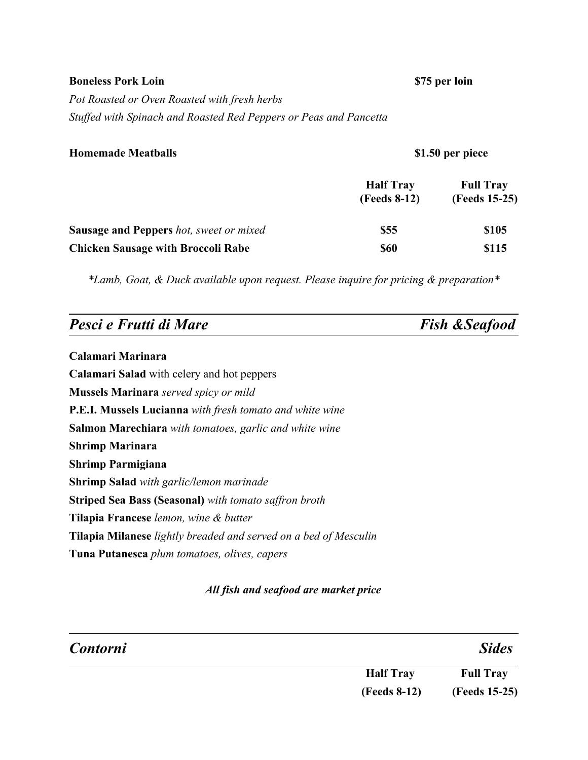**Boneless Pork Loin** **$75 per loin**

*Pot Roasted or Oven Roasted with fresh herbs*

*Stuffed with Spinach and Roasted Red Peppers or Peas and Pancetta*

**Homemade Meatballs** **$1.50 per piece**

| | Half Tray (Feeds 8-12) | Full Tray (Feeds 15-25) |
|---|---|---|
| **Sausage and Peppers** *hot, sweet or mixed* | $55 | $105 |
| **Chicken Sausage with Broccoli Rabe** | $60 | $115 |

*\*Lamb, Goat, & Duck available upon request. Please inquire for pricing & preparation\**

## *Pesci e Frutti di Mare* — *Fish &Seafood*

**Calamari Marinara**
**Calamari Salad** with celery and hot peppers
**Mussels Marinara** *served spicy or mild*
**P.E.I. Mussels Lucianna** *with fresh tomato and white wine*
**Salmon Marechiara** *with tomatoes, garlic and white wine*
**Shrimp Marinara**
**Shrimp Parmigiana**
**Shrimp Salad** *with garlic/lemon marinade*
**Striped Sea Bass (Seasonal)** *with tomato saffron broth*
**Tilapia Francese** *lemon, wine & butter*
**Tilapia Milanese** *lightly breaded and served on a bed of Mesculin*
**Tuna Putanesca** *plum tomatoes, olives, capers*

***All fish and seafood are market price***

## *Contorni* — *Sides*

| | Half Tray (Feeds 8-12) | Full Tray (Feeds 15-25) |
|---|---|---|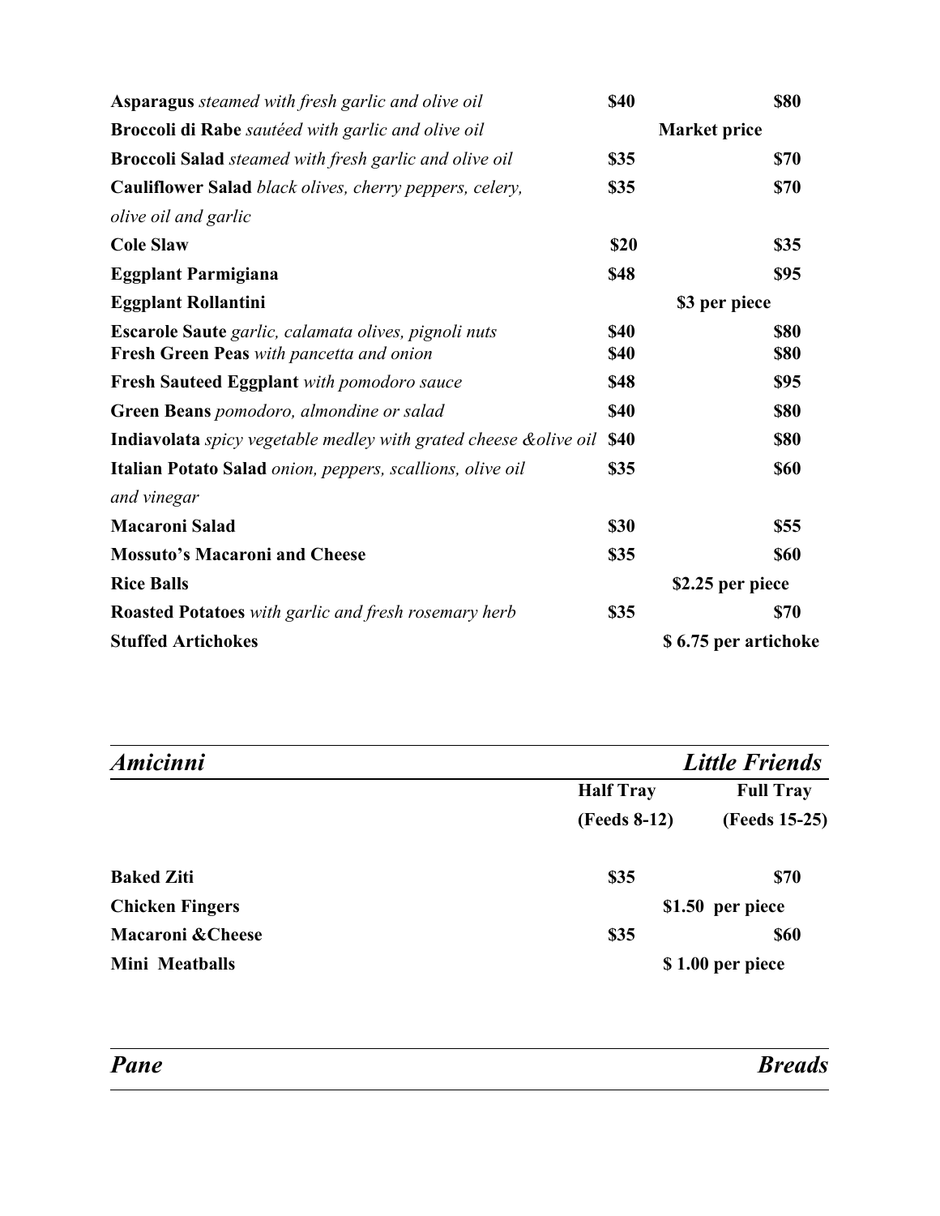| | | |
|---|---|---|
| **Asparagus** *steamed with fresh garlic and olive oil* | **$40** | **$80** |
| **Broccoli di Rabe** *sautéed with garlic and olive oil* | **Market price** | |
| **Broccoli Salad** *steamed with fresh garlic and olive oil* | **$35** | **$70** |
| **Cauliflower Salad** *black olives, cherry peppers, celery, olive oil and garlic* | **$35** | **$70** |
| **Cole Slaw** | **$20** | **$35** |
| **Eggplant Parmigiana** | **$48** | **$95** |
| **Eggplant Rollantini** | **$3 per piece** | |
| **Escarole Saute** *garlic, calamata olives, pignoli nuts* | **$40** | **$80** |
| **Fresh Green Peas** *with pancetta and onion* | **$40** | **$80** |
| **Fresh Sauteed Eggplant** *with pomodoro sauce* | **$48** | **$95** |
| **Green Beans** *pomodoro, almondine or salad* | **$40** | **$80** |
| **Indiavolata** *spicy vegetable medley with grated cheese &olive oil* | **$40** | **$80** |
| **Italian Potato Salad** *onion, peppers, scallions, olive oil and vinegar* | **$35** | **$60** |
| **Macaroni Salad** | **$30** | **$55** |
| **Mossuto's Macaroni and Cheese** | **$35** | **$60** |
| **Rice Balls** | **$2.25 per piece** | |
| **Roasted Potatoes** *with garlic and fresh rosemary herb* | **$35** | **$70** |
| **Stuffed Artichokes** | **$ 6.75 per artichoke** | |

## *Amicinni* — *Little Friends*

| | Half Tray (Feeds 8-12) | Full Tray (Feeds 15-25) |
|---|---|---|
| **Baked Ziti** | **$35** | **$70** |
| **Chicken Fingers** | **$1.50 per piece** | |
| **Macaroni &Cheese** | **$35** | **$60** |
| **Mini Meatballs** | **$ 1.00 per piece** | |

## *Pane* — *Breads*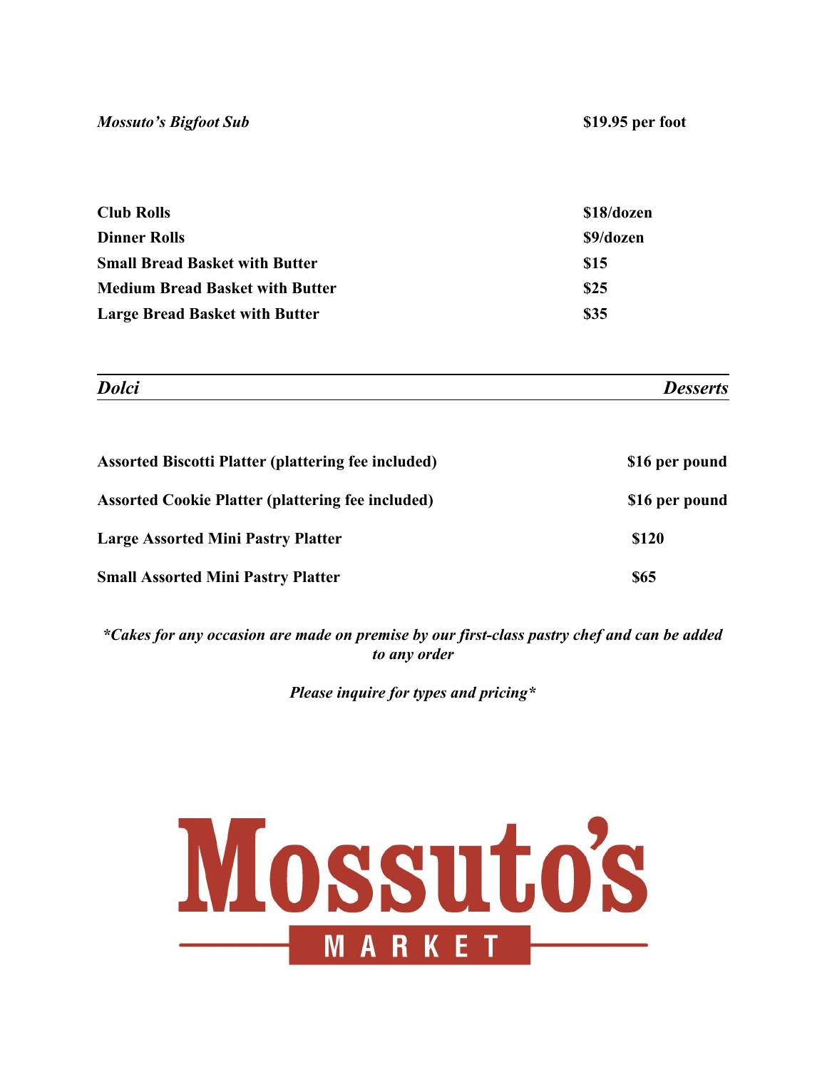***Mossuto's Bigfoot Sub*** — **$19.95 per foot**

| Item | Price |
| --- | --- |
| **Club Rolls** | **$18/dozen** |
| **Dinner Rolls** | **$9/dozen** |
| **Small Bread Basket with Butter** | **$15** |
| **Medium Bread Basket with Butter** | **$25** |
| **Large Bread Basket with Butter** | **$35** |

## *Dolci* — *Desserts*

| Item | Price |
| --- | --- |
| **Assorted Biscotti Platter (plattering fee included)** | **$16 per pound** |
| **Assorted Cookie Platter (plattering fee included)** | **$16 per pound** |
| **Large Assorted Mini Pastry Platter** | **$120** |
| **Small Assorted Mini Pastry Platter** | **$65** |

***Cakes for any occasion are made on premise by our first-class pastry chef and can be added to any order***

***Please inquire for types and pricing****

**Mossuto's MARKET**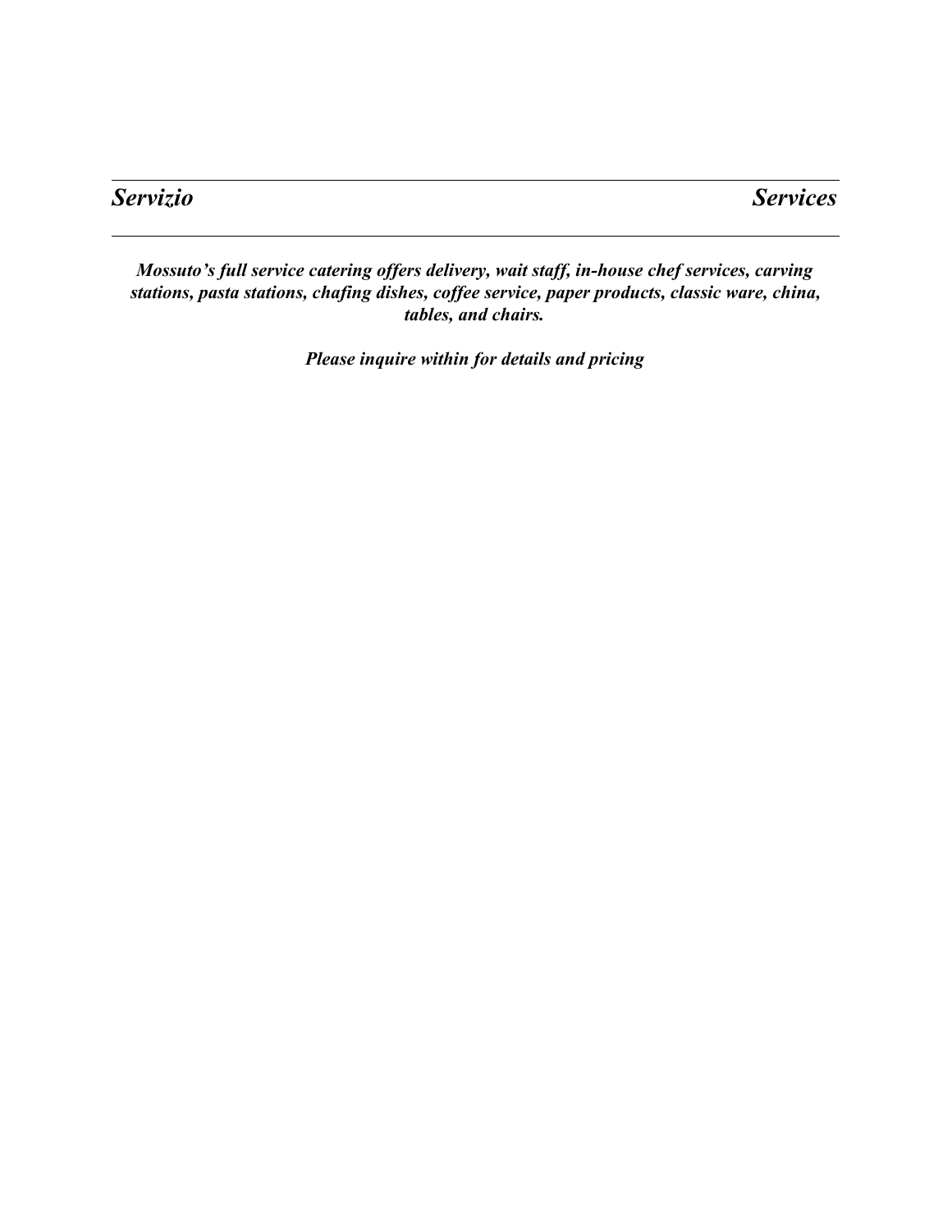## *Servizio* *Services*

***Mossuto's full service catering offers delivery, wait staff, in-house chef services, carving stations, pasta stations, chafing dishes, coffee service, paper products, classic ware, china, tables, and chairs.***

***Please inquire within for details and pricing***